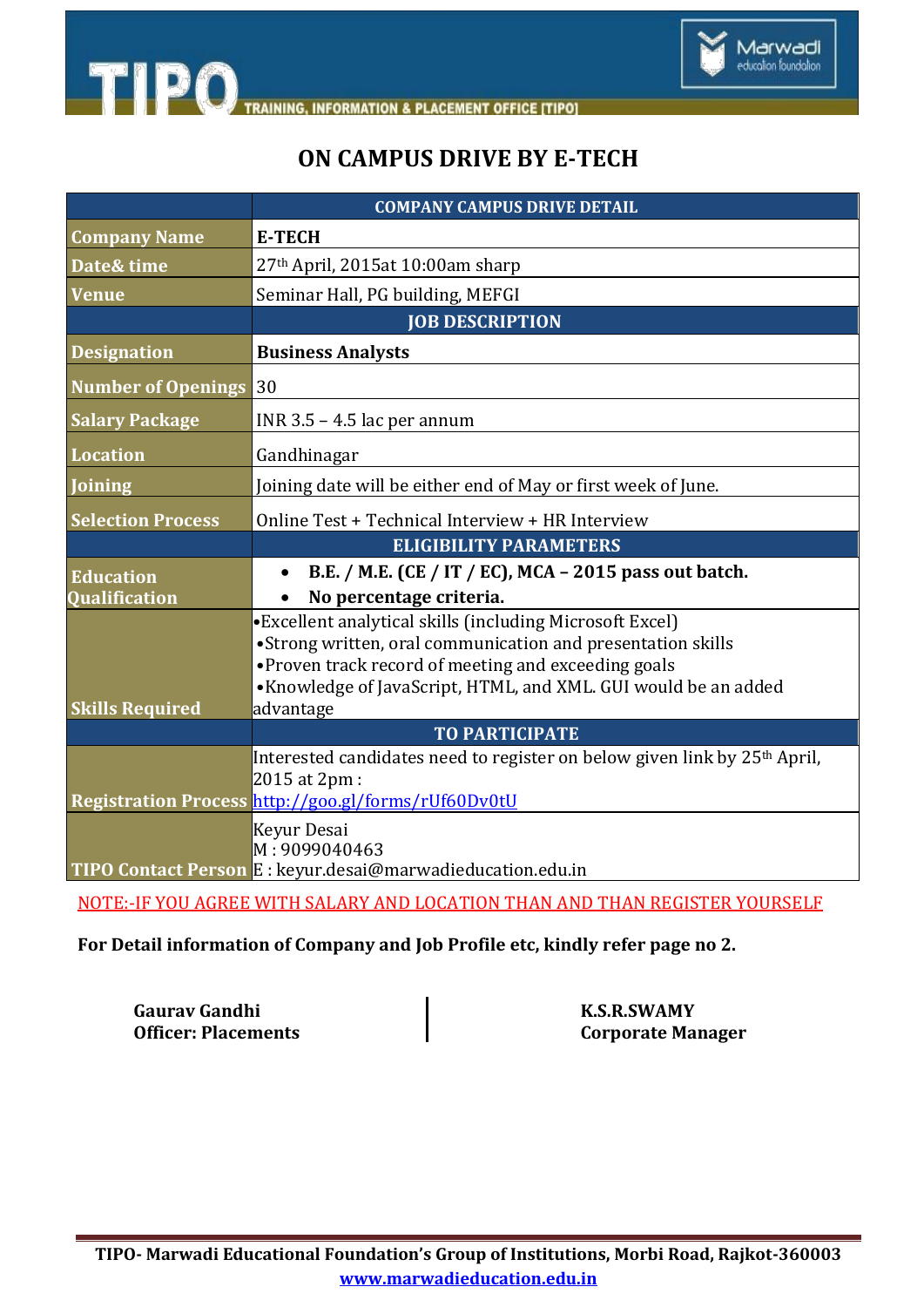# ON CAMPUS DRIVE BY E-TECH

| | COMPANY CAMPUS DRIVE DETAIL |
|---|---|
| **Company Name** | **E-TECH** |
| **Date& time** | 27th April, 2015at 10:00am sharp |
| **Venue** | Seminar Hall, PG building, MEFGI |
| | **JOB DESCRIPTION** |
| **Designation** | **Business Analysts** |
| **Number of Openings** | 30 |
| **Salary Package** | INR 3.5 – 4.5 lac per annum |
| **Location** | Gandhinagar |
| **Joining** | Joining date will be either end of May or first week of June. |
| **Selection Process** | Online Test + Technical Interview + HR Interview |
| | **ELIGIBILITY PARAMETERS** |
| **Education Qualification** | • **B.E. / M.E. (CE / IT / EC), MCA – 2015 pass out batch.**<br>• **No percentage criteria.** |
| **Skills Required** | •Excellent analytical skills (including Microsoft Excel)<br>•Strong written, oral communication and presentation skills<br>•Proven track record of meeting and exceeding goals<br>•Knowledge of JavaScript, HTML, and XML. GUI would be an added advantage |
| | **TO PARTICIPATE** |
| **Registration Process** | Interested candidates need to register on below given link by 25th April, 2015 at 2pm :<br>http://goo.gl/forms/rUf60Dv0tU |
| **TIPO Contact Person** | Keyur Desai<br>M : 9099040463<br>E : keyur.desai@marwadieducation.edu.in |

NOTE:-IF YOU AGREE WITH SALARY AND LOCATION THAN AND THAN REGISTER YOURSELF

**For Detail information of Company and Job Profile etc, kindly refer page no 2.**

**Gaurav Gandhi**
**Officer: Placements**

**K.S.R.SWAMY**
**Corporate Manager**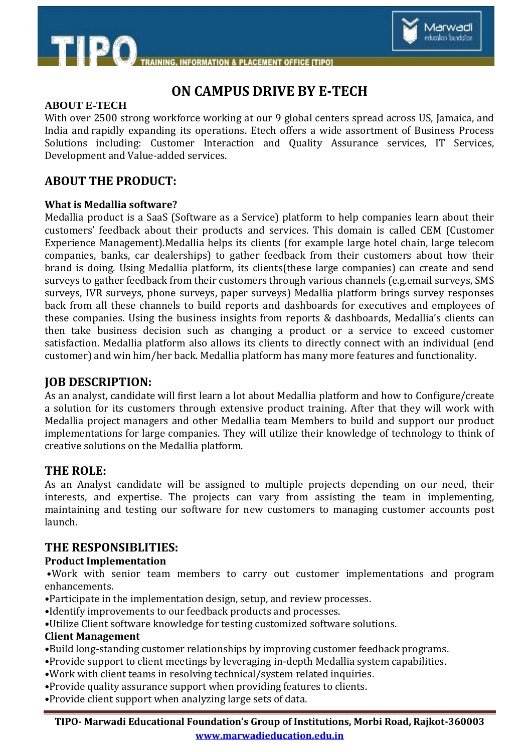# ON CAMPUS DRIVE BY E-TECH

**ABOUT E-TECH**

With over 2500 strong workforce working at our 9 global centers spread across US, Jamaica, and India and rapidly expanding its operations. Etech offers a wide assortment of Business Process Solutions including: Customer Interaction and Quality Assurance services, IT Services, Development and Value-added services.

## ABOUT THE PRODUCT:

**What is Medallia software?**

Medallia product is a SaaS (Software as a Service) platform to help companies learn about their customers' feedback about their products and services. This domain is called CEM (Customer Experience Management).Medallia helps its clients (for example large hotel chain, large telecom companies, banks, car dealerships) to gather feedback from their customers about how their brand is doing. Using Medallia platform, its clients(these large companies) can create and send surveys to gather feedback from their customers through various channels (e.g.email surveys, SMS surveys, IVR surveys, phone surveys, paper surveys) Medallia platform brings survey responses back from all these channels to build reports and dashboards for executives and employees of these companies. Using the business insights from reports & dashboards, Medallia's clients can then take business decision such as changing a product or a service to exceed customer satisfaction. Medallia platform also allows its clients to directly connect with an individual (end customer) and win him/her back. Medallia platform has many more features and functionality.

## JOB DESCRIPTION:

As an analyst, candidate will first learn a lot about Medallia platform and how to Configure/create a solution for its customers through extensive product training. After that they will work with Medallia project managers and other Medallia team Members to build and support our product implementations for large companies. They will utilize their knowledge of technology to think of creative solutions on the Medallia platform.

## THE ROLE:

As an Analyst candidate will be assigned to multiple projects depending on our need, their interests, and expertise. The projects can vary from assisting the team in implementing, maintaining and testing our software for new customers to managing customer accounts post launch.

## THE RESPONSIBLITIES:

**Product Implementation**

- Work with senior team members to carry out customer implementations and program enhancements.
- Participate in the implementation design, setup, and review processes.
- Identify improvements to our feedback products and processes.
- Utilize Client software knowledge for testing customized software solutions.

**Client Management**

- Build long-standing customer relationships by improving customer feedback programs.
- Provide support to client meetings by leveraging in-depth Medallia system capabilities.
- Work with client teams in resolving technical/system related inquiries.
- Provide quality assurance support when providing features to clients.
- Provide client support when analyzing large sets of data.